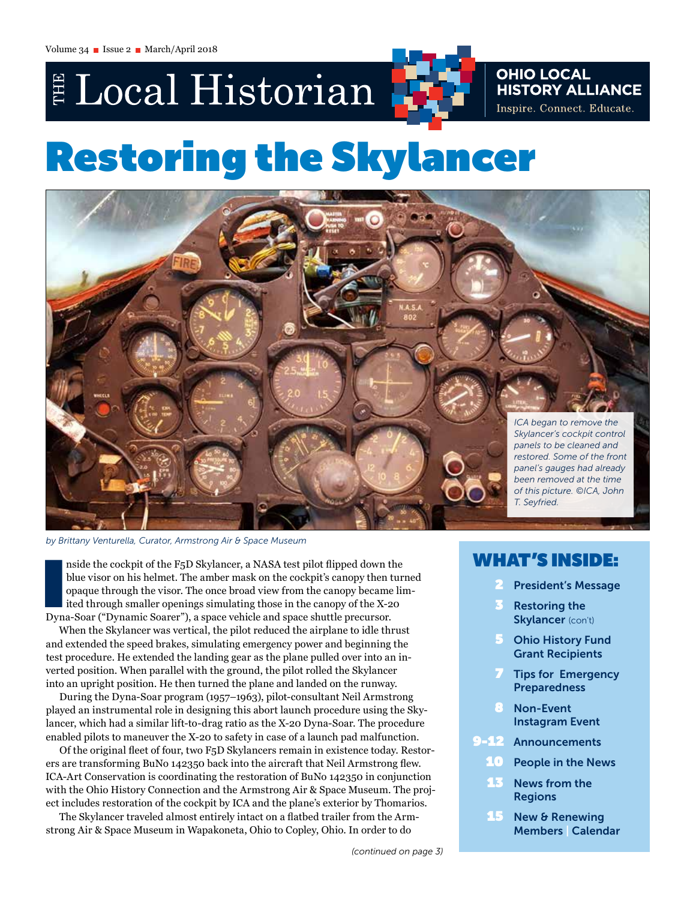# THE Local Historian

**OHIO LOCAL HISTORY ALLIANCE**
Inspire. Connect. Educate.

# Restoring the Skylancer

*ICA began to remove the Skylancer's cockpit control panels to be cleaned and restored. Some of the front panel's gauges had already been removed at the time of this picture. ©ICA, John T. Seyfried.*

*by Brittany Venturella, Curator, Armstrong Air & Space Museum*

Inside the cockpit of the F5D Skylancer, a NASA test pilot flipped down the blue visor on his helmet. The amber mask on the cockpit's canopy then turned opaque through the visor. The once broad view from the canopy became limited through smaller openings simulating those in the canopy of the X-20 Dyna-Soar ("Dynamic Soarer"), a space vehicle and space shuttle precursor.

When the Skylancer was vertical, the pilot reduced the airplane to idle thrust and extended the speed brakes, simulating emergency power and beginning the test procedure. He extended the landing gear as the plane pulled over into an inverted position. When parallel with the ground, the pilot rolled the Skylancer into an upright position. He then turned the plane and landed on the runway.

During the Dyna-Soar program (1957–1963), pilot-consultant Neil Armstrong played an instrumental role in designing this abort launch procedure using the Skylancer, which had a similar lift-to-drag ratio as the X-20 Dyna-Soar. The procedure enabled pilots to maneuver the X-20 to safety in case of a launch pad malfunction.

Of the original fleet of four, two F5D Skylancers remain in existence today. Restorers are transforming BuNo 142350 back into the aircraft that Neil Armstrong flew. ICA-Art Conservation is coordinating the restoration of BuNo 142350 in conjunction with the Ohio History Connection and the Armstrong Air & Space Museum. The project includes restoration of the cockpit by ICA and the plane's exterior by Thomarios.

The Skylancer traveled almost entirely intact on a flatbed trailer from the Armstrong Air & Space Museum in Wapakoneta, Ohio to Copley, Ohio. In order to do

*(continued on page 3)*

## WHAT'S INSIDE:

- **2** President's Message
- **3** Restoring the Skylancer (con't)
- **5** Ohio History Fund Grant Recipients
- **7** Tips for Emergency Preparedness
- **8** Non-Event Instagram Event
- **9-12** Announcements
- **10** People in the News
- **13** News from the Regions
- **15** New & Renewing Members | Calendar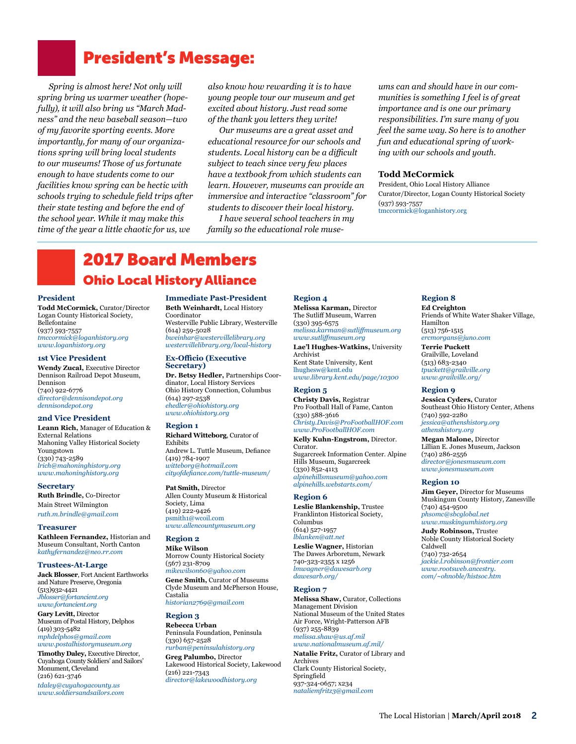# President's Message:

*Spring is almost here! Not only will spring bring us warmer weather (hopefully), it will also bring us "March Madness" and the new baseball season—two of my favorite sporting events. More importantly, for many of our organizations spring will bring local students to our museums! Those of us fortunate enough to have students come to our facilities know spring can be hectic with schools trying to schedule field trips after their state testing and before the end of the school year. While it may make this time of the year a little chaotic for us, we also know how rewarding it is to have young people tour our museum and get excited about history. Just read some of the thank you letters they write!*

*Our museums are a great asset and educational resource for our schools and students. Local history can be a difficult subject to teach since very few places have a textbook from which students can learn. However, museums can provide an immersive and interactive "classroom" for students to discover their local history.*

*I have several school teachers in my family so the educational role museums can and should have in our communities is something I feel is of great importance and is one our primary responsibilities. I'm sure many of you feel the same way. So here is to another fun and educational spring of working with our schools and youth.*

**Todd McCormick**
President, Ohio Local History Alliance
Curator/Director, Logan County Historical Society
(937) 593-7557
tmccormick@loganhistory.org

# 2017 Board Members

## Ohio Local History Alliance

### President
**Todd McCormick,** Curator/Director
Logan County Historical Society, Bellefontaine
(937) 593-7557
*tmccormick@loganhistory.org*
*www.loganhistory.org*

### 1st Vice President
**Wendy Zucal,** Executive Director
Dennison Railroad Depot Museum, Dennison
(740) 922-6776
*director@dennisondepot.org*
*dennisondepot.org*

### 2nd Vice President
**Leann Rich,** Manager of Education & External Relations
Mahoning Valley Historical Society
Youngstown
(330) 743-2589
*lrich@mahoninghistory.org*
*www.mahoninghistory.org*

### Secretary
**Ruth Brindle,** Co-Director
Main Street Wilmington
*ruth.m.brindle@gmail.com*

### Treasurer
**Kathleen Fernandez,** Historian and Museum Consultant, North Canton
*kathyfernandez@neo.rr.com*

### Trustees-At-Large
**Jack Blosser,** Fort Ancient Earthworks and Nature Preserve, Oregonia
(513)932-4421
*Jblosser@fortancient.org*
*www.fortancient.org*

**Gary Levitt,** Director
Museum of Postal History, Delphos
(419) 303-5482
*mphdelphos@gmail.com*
*www.postalhistorymuseum.org*

**Timothy Daley,** Executive Director, Cuyahoga County Soldiers' and Sailors' Monument, Cleveland
(216) 621-3746
*tdaley@cuyahogacounty.us*
*www.soldiersandsailors.com*

### Immediate Past-President
**Beth Weinhardt,** Local History Coordinator
Westerville Public Library, Westerville
(614) 259-5028
*bweinhar@westervillelibrary.org*
*westervillelibrary.org/local-history*

### Ex-Officio (Executive Secretary)
**Dr. Betsy Hedler,** Partnerships Coordinator, Local History Services
Ohio History Connection, Columbus
(614) 297-2538
*ehedler@ohiohistory.org*
*www.ohiohistory.org*

### Region 1
**Richard Witteborg**, Curator of Exhibits
Andrew L. Tuttle Museum, Defiance
(419) 784-1907
*witteborg@hotmail.com*
*cityofdefiance.com/tuttle-museum/*

**Pat Smith,** Director
Allen County Museum & Historical Society, Lima
(419) 222-9426
psmith1@wcoil.com
*www.allencountymuseum.org*

### Region 2
**Mike Wilson**
Morrow County Historical Society
(567) 231-8709
*mikewilson60@yahoo.com*

**Gene Smith,** Curator of Museums
Clyde Museum and McPherson House, Castalia
*historian2769@gmail.com*

### Region 3
**Rebecca Urban**
Peninsula Foundation, Peninsula
(330) 657-2528
*rurban@peninsulahistory.org*

**Greg Palumbo,** Director
Lakewood Historical Society, Lakewood
(216) 221-7343
*director@lakewoodhistory.org*

### Region 4
**Melissa Karman,** Director
The Sutliff Museum, Warren
(330) 395-6575
*melissa.karman@sutliffmuseum.org*
*www.sutliffmuseum.org*

**Lae'l Hughes-Watkins,** University Archivist
Kent State University, Kent
lhughesw@kent.edu
*www.library.kent.edu/page/10300*

### Region 5
**Christy Davis,** Registrar
Pro Football Hall of Fame, Canton
(330) 588-3616
*Christy.Davis@ProFootballHOF.com*
*www.ProFootballHOF.com*

**Kelly Kuhn-Engstrom,** Director. Curator.
Sugarcreek Information Center. Alpine Hills Museum, Sugarcreek
(330) 852-4113
*alpinehillsmuseum@yahoo.com*
*alpinehills.webstarts.com/*

### Region 6
**Leslie Blankenship,** Trustee
Franklinton Historical Society, Columbus
(614) 527-1957
*lblanken@att.net*

**Leslie Wagner,** Historian
The Dawes Arboretum, Newark
740-323-2355 x 1256
*lmwagner@dawesarb.org*
*dawesarb.org/*

### Region 7
**Melissa Shaw,** Curator, Collections Management Division
National Museum of the United States Air Force, Wright-Patterson AFB
(937) 255-8839
*melissa.shaw@us.af.mil*
*www.nationalmuseum.af.mil/*

**Natalie Fritz,** Curator of Library and Archives
Clark County Historical Society, Springfield
937-324-0657; x234
*nataliemfritz3@gmail.com*

### Region 8
**Ed Creighton**
Friends of White Water Shaker Village, Hamilton
(513) 756-1515
*ercmorgans@juno.com*

**Terrie Puckett**
Grailville, Loveland
(513) 683-2340
*tpuckett@grailville.org*
*www.grailville.org/*

### Region 9
**Jessica Cyders,** Curator
Southeast Ohio History Center, Athens
(740) 592-2280
*jessica@athenshistory.org*
*athenshistory.org*

**Megan Malone,** Director
Lillian E. Jones Museum, Jackson
(740) 286-2556
*director@jonesmuseum.com*
*www.jonesmuseum.com*

### Region 10
**Jim Geyer,** Director for Museums
Muskingum County History, Zanesville
(740) 454-9500
*phsomc@sbcglobal.net*
*www.muskingumhistory.org*

**Judy Robinson,** Trustee
Noble County Historical Society
Caldwell
(740) 732-2654
*jackie.l.robinson@frontier.com*
*www.rootsweb.ancestry.com/~ohnoble/histsoc.htm*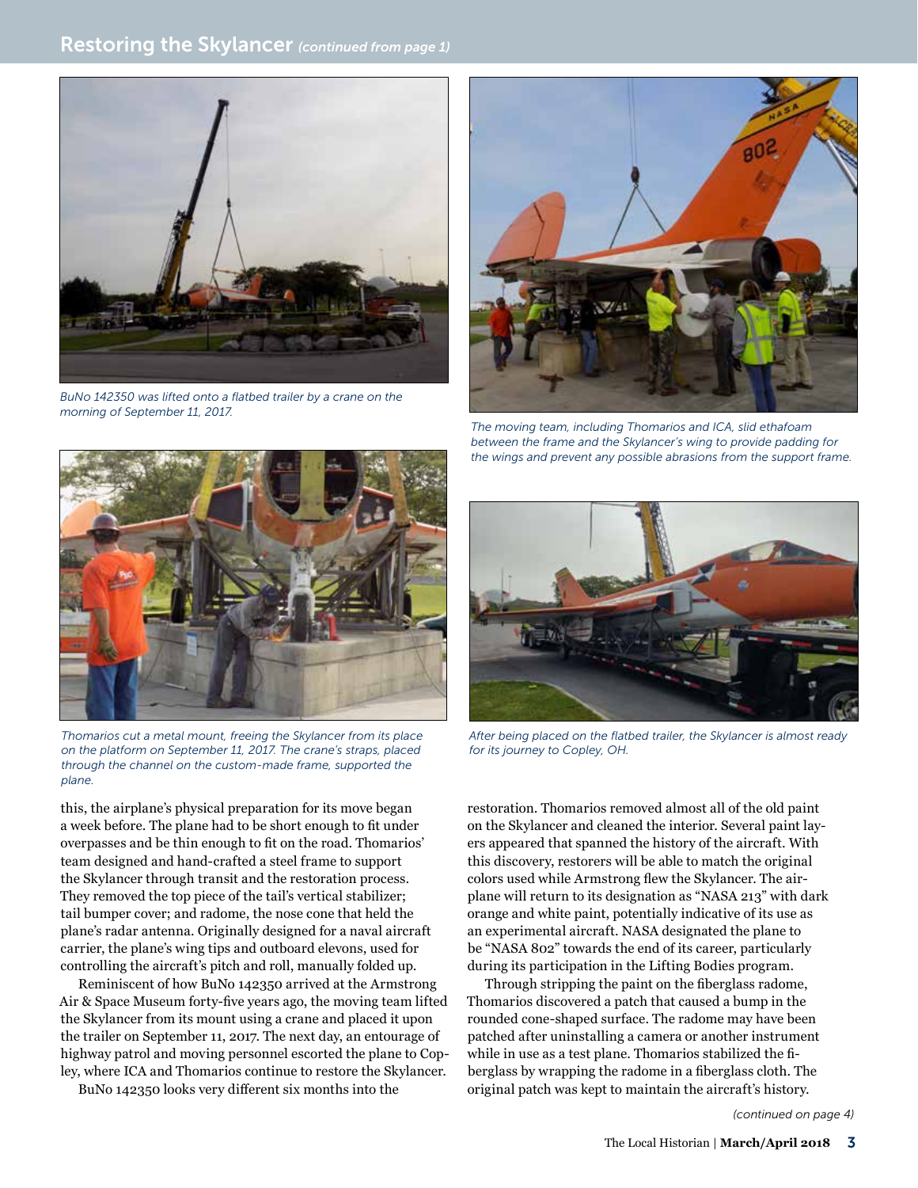## Restoring the Skylancer *(continued from page 1)*

*BuNo 142350 was lifted onto a flatbed trailer by a crane on the morning of September 11, 2017.*

*The moving team, including Thomarios and ICA, slid ethafoam between the frame and the Skylancer's wing to provide padding for the wings and prevent any possible abrasions from the support frame.*

*Thomarios cut a metal mount, freeing the Skylancer from its place on the platform on September 11, 2017. The crane's straps, placed through the channel on the custom-made frame, supported the plane.*

*After being placed on the flatbed trailer, the Skylancer is almost ready for its journey to Copley, OH.*

this, the airplane's physical preparation for its move began a week before. The plane had to be short enough to fit under overpasses and be thin enough to fit on the road. Thomarios' team designed and hand-crafted a steel frame to support the Skylancer through transit and the restoration process. They removed the top piece of the tail's vertical stabilizer; tail bumper cover; and radome, the nose cone that held the plane's radar antenna. Originally designed for a naval aircraft carrier, the plane's wing tips and outboard elevons, used for controlling the aircraft's pitch and roll, manually folded up.

Reminiscent of how BuNo 142350 arrived at the Armstrong Air & Space Museum forty-five years ago, the moving team lifted the Skylancer from its mount using a crane and placed it upon the trailer on September 11, 2017. The next day, an entourage of highway patrol and moving personnel escorted the plane to Copley, where ICA and Thomarios continue to restore the Skylancer.

BuNo 142350 looks very different six months into the restoration. Thomarios removed almost all of the old paint on the Skylancer and cleaned the interior. Several paint layers appeared that spanned the history of the aircraft. With this discovery, restorers will be able to match the original colors used while Armstrong flew the Skylancer. The airplane will return to its designation as "NASA 213" with dark orange and white paint, potentially indicative of its use as an experimental aircraft. NASA designated the plane to be "NASA 802" towards the end of its career, particularly during its participation in the Lifting Bodies program.

Through stripping the paint on the fiberglass radome, Thomarios discovered a patch that caused a bump in the rounded cone-shaped surface. The radome may have been patched after uninstalling a camera or another instrument while in use as a test plane. Thomarios stabilized the fiberglass by wrapping the radome in a fiberglass cloth. The original patch was kept to maintain the aircraft's history.

*(continued on page 4)*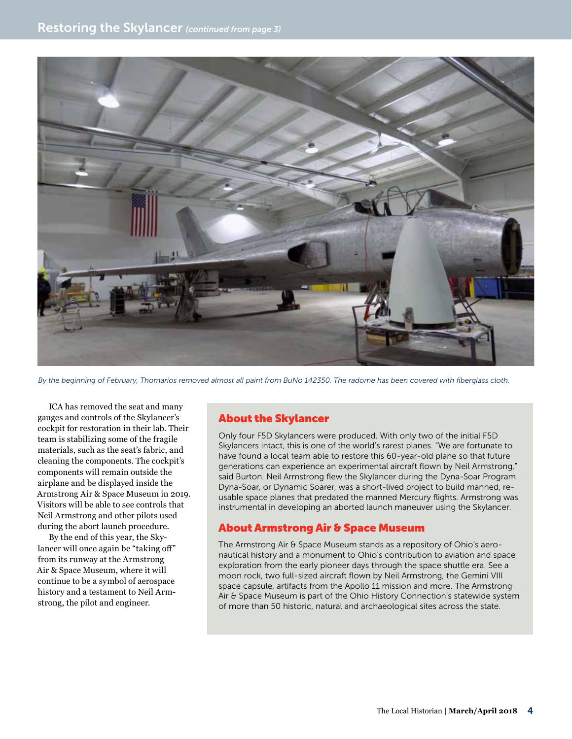## Restoring the Skylancer *(continued from page 3)*

*By the beginning of February, Thomarios removed almost all paint from BuNo 142350. The radome has been covered with fiberglass cloth.*

ICA has removed the seat and many gauges and controls of the Skylancer's cockpit for restoration in their lab. Their team is stabilizing some of the fragile materials, such as the seat's fabric, and cleaning the components. The cockpit's components will remain outside the airplane and be displayed inside the Armstrong Air & Space Museum in 2019. Visitors will be able to see controls that Neil Armstrong and other pilots used during the abort launch procedure.

By the end of this year, the Skylancer will once again be "taking off" from its runway at the Armstrong Air & Space Museum, where it will continue to be a symbol of aerospace history and a testament to Neil Armstrong, the pilot and engineer.

### About the Skylancer

Only four F5D Skylancers were produced. With only two of the initial F5D Skylancers intact, this is one of the world's rarest planes. "We are fortunate to have found a local team able to restore this 60-year-old plane so that future generations can experience an experimental aircraft flown by Neil Armstrong," said Burton. Neil Armstrong flew the Skylancer during the Dyna-Soar Program. Dyna-Soar, or Dynamic Soarer, was a short-lived project to build manned, reusable space planes that predated the manned Mercury flights. Armstrong was instrumental in developing an aborted launch maneuver using the Skylancer.

### About Armstrong Air & Space Museum

The Armstrong Air & Space Museum stands as a repository of Ohio's aeronautical history and a monument to Ohio's contribution to aviation and space exploration from the early pioneer days through the space shuttle era. See a moon rock, two full-sized aircraft flown by Neil Armstrong, the Gemini VIII space capsule, artifacts from the Apollo 11 mission and more. The Armstrong Air & Space Museum is part of the Ohio History Connection's statewide system of more than 50 historic, natural and archaeological sites across the state.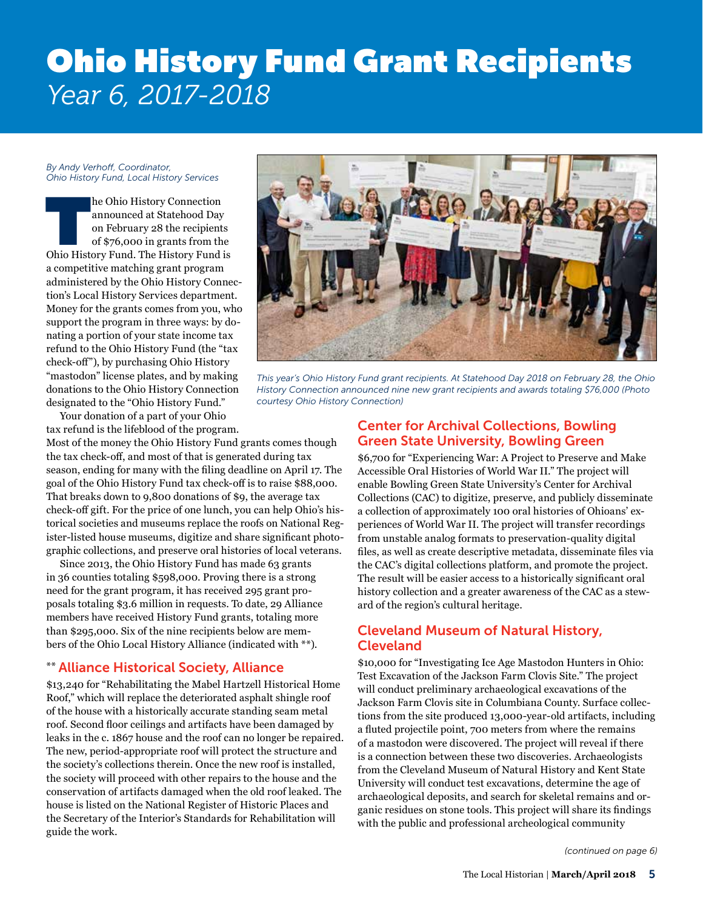# Ohio History Fund Grant Recipients

*Year 6, 2017-2018*

*By Andy Verhoff, Coordinator, Ohio History Fund, Local History Services*

The Ohio History Connection announced at Statehood Day on February 28 the recipients of $76,000 in grants from the Ohio History Fund. The History Fund is a competitive matching grant program administered by the Ohio History Connection's Local History Services department. Money for the grants comes from you, who support the program in three ways: by donating a portion of your state income tax refund to the Ohio History Fund (the "tax check-off"), by purchasing Ohio History "mastodon" license plates, and by making donations to the Ohio History Connection designated to the "Ohio History Fund."

Your donation of a part of your Ohio tax refund is the lifeblood of the program. Most of the money the Ohio History Fund grants comes though the tax check-off, and most of that is generated during tax season, ending for many with the filing deadline on April 17. The goal of the Ohio History Fund tax check-off is to raise $88,000. That breaks down to 9,800 donations of $9, the average tax check-off gift. For the price of one lunch, you can help Ohio's historical societies and museums replace the roofs on National Register-listed house museums, digitize and share significant photographic collections, and preserve oral histories of local veterans.

Since 2013, the Ohio History Fund has made 63 grants in 36 counties totaling $598,000. Proving there is a strong need for the grant program, it has received 295 grant proposals totaling $3.6 million in requests. To date, 29 Alliance members have received History Fund grants, totaling more than $295,000. Six of the nine recipients below are members of the Ohio Local History Alliance (indicated with **).

*This year's Ohio History Fund grant recipients. At Statehood Day 2018 on February 28, the Ohio History Connection announced nine new grant recipients and awards totaling $76,000 (Photo courtesy Ohio History Connection)*

## ** Alliance Historical Society, Alliance

$13,240 for "Rehabilitating the Mabel Hartzell Historical Home Roof," which will replace the deteriorated asphalt shingle roof of the house with a historically accurate standing seam metal roof. Second floor ceilings and artifacts have been damaged by leaks in the c. 1867 house and the roof can no longer be repaired. The new, period-appropriate roof will protect the structure and the society's collections therein. Once the new roof is installed, the society will proceed with other repairs to the house and the conservation of artifacts damaged when the old roof leaked. The house is listed on the National Register of Historic Places and the Secretary of the Interior's Standards for Rehabilitation will guide the work.

## Center for Archival Collections, Bowling Green State University, Bowling Green

$6,700 for "Experiencing War: A Project to Preserve and Make Accessible Oral Histories of World War II." The project will enable Bowling Green State University's Center for Archival Collections (CAC) to digitize, preserve, and publicly disseminate a collection of approximately 100 oral histories of Ohioans' experiences of World War II. The project will transfer recordings from unstable analog formats to preservation-quality digital files, as well as create descriptive metadata, disseminate files via the CAC's digital collections platform, and promote the project. The result will be easier access to a historically significant oral history collection and a greater awareness of the CAC as a steward of the region's cultural heritage.

## Cleveland Museum of Natural History, Cleveland

$10,000 for "Investigating Ice Age Mastodon Hunters in Ohio: Test Excavation of the Jackson Farm Clovis Site." The project will conduct preliminary archaeological excavations of the Jackson Farm Clovis site in Columbiana County. Surface collections from the site produced 13,000-year-old artifacts, including a fluted projectile point, 700 meters from where the remains of a mastodon were discovered. The project will reveal if there is a connection between these two discoveries. Archaeologists from the Cleveland Museum of Natural History and Kent State University will conduct test excavations, determine the age of archaeological deposits, and search for skeletal remains and organic residues on stone tools. This project will share its findings with the public and professional archeological community

*(continued on page 6)*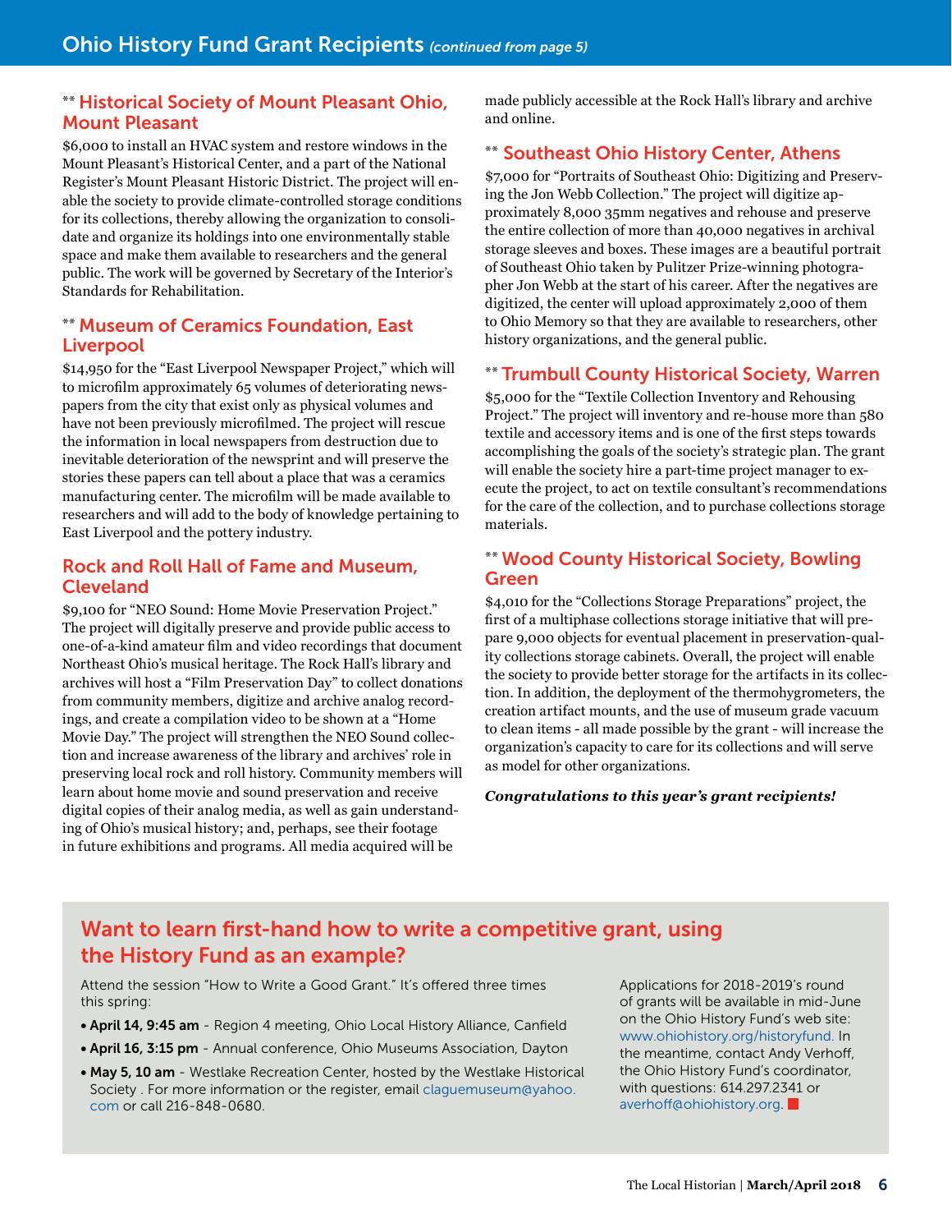# Ohio History Fund Grant Recipients *(continued from page 5)*

### ** Historical Society of Mount Pleasant Ohio, Mount Pleasant

$6,000 to install an HVAC system and restore windows in the Mount Pleasant's Historical Center, and a part of the National Register's Mount Pleasant Historic District. The project will enable the society to provide climate-controlled storage conditions for its collections, thereby allowing the organization to consolidate and organize its holdings into one environmentally stable space and make them available to researchers and the general public. The work will be governed by Secretary of the Interior's Standards for Rehabilitation.

### ** Museum of Ceramics Foundation, East Liverpool

$14,950 for the "East Liverpool Newspaper Project," which will to microfilm approximately 65 volumes of deteriorating newspapers from the city that exist only as physical volumes and have not been previously microfilmed. The project will rescue the information in local newspapers from destruction due to inevitable deterioration of the newsprint and will preserve the stories these papers can tell about a place that was a ceramics manufacturing center. The microfilm will be made available to researchers and will add to the body of knowledge pertaining to East Liverpool and the pottery industry.

### Rock and Roll Hall of Fame and Museum, Cleveland

$9,100 for "NEO Sound: Home Movie Preservation Project." The project will digitally preserve and provide public access to one-of-a-kind amateur film and video recordings that document Northeast Ohio's musical heritage. The Rock Hall's library and archives will host a "Film Preservation Day" to collect donations from community members, digitize and archive analog recordings, and create a compilation video to be shown at a "Home Movie Day." The project will strengthen the NEO Sound collection and increase awareness of the library and archives' role in preserving local rock and roll history. Community members will learn about home movie and sound preservation and receive digital copies of their analog media, as well as gain understanding of Ohio's musical history; and, perhaps, see their footage in future exhibitions and programs. All media acquired will be made publicly accessible at the Rock Hall's library and archive and online.

### ** Southeast Ohio History Center, Athens

$7,000 for "Portraits of Southeast Ohio: Digitizing and Preserving the Jon Webb Collection." The project will digitize approximately 8,000 35mm negatives and rehouse and preserve the entire collection of more than 40,000 negatives in archival storage sleeves and boxes. These images are a beautiful portrait of Southeast Ohio taken by Pulitzer Prize-winning photographer Jon Webb at the start of his career. After the negatives are digitized, the center will upload approximately 2,000 of them to Ohio Memory so that they are available to researchers, other history organizations, and the general public.

### ** Trumbull County Historical Society, Warren

$5,000 for the "Textile Collection Inventory and Rehousing Project." The project will inventory and re-house more than 580 textile and accessory items and is one of the first steps towards accomplishing the goals of the society's strategic plan. The grant will enable the society hire a part-time project manager to execute the project, to act on textile consultant's recommendations for the care of the collection, and to purchase collections storage materials.

### ** Wood County Historical Society, Bowling Green

$4,010 for the "Collections Storage Preparations" project, the first of a multiphase collections storage initiative that will prepare 9,000 objects for eventual placement in preservation-quality collections storage cabinets. Overall, the project will enable the society to provide better storage for the artifacts in its collection. In addition, the deployment of the thermohygrometers, the creation artifact mounts, and the use of museum grade vacuum to clean items - all made possible by the grant - will increase the organization's capacity to care for its collections and will serve as model for other organizations.

***Congratulations to this year's grant recipients!***

## Want to learn first-hand how to write a competitive grant, using the History Fund as an example?

Attend the session "How to Write a Good Grant." It's offered three times this spring:

- **April 14, 9:45 am** - Region 4 meeting, Ohio Local History Alliance, Canfield
- **April 16, 3:15 pm** - Annual conference, Ohio Museums Association, Dayton
- **May 5, 10 am** - Westlake Recreation Center, hosted by the Westlake Historical Society . For more information or the register, email claguemuseum@yahoo.com or call 216-848-0680.

Applications for 2018-2019's round of grants will be available in mid-June on the Ohio History Fund's web site: www.ohiohistory.org/historyfund. In the meantime, contact Andy Verhoff, the Ohio History Fund's coordinator, with questions: 614.297.2341 or averhoff@ohiohistory.org.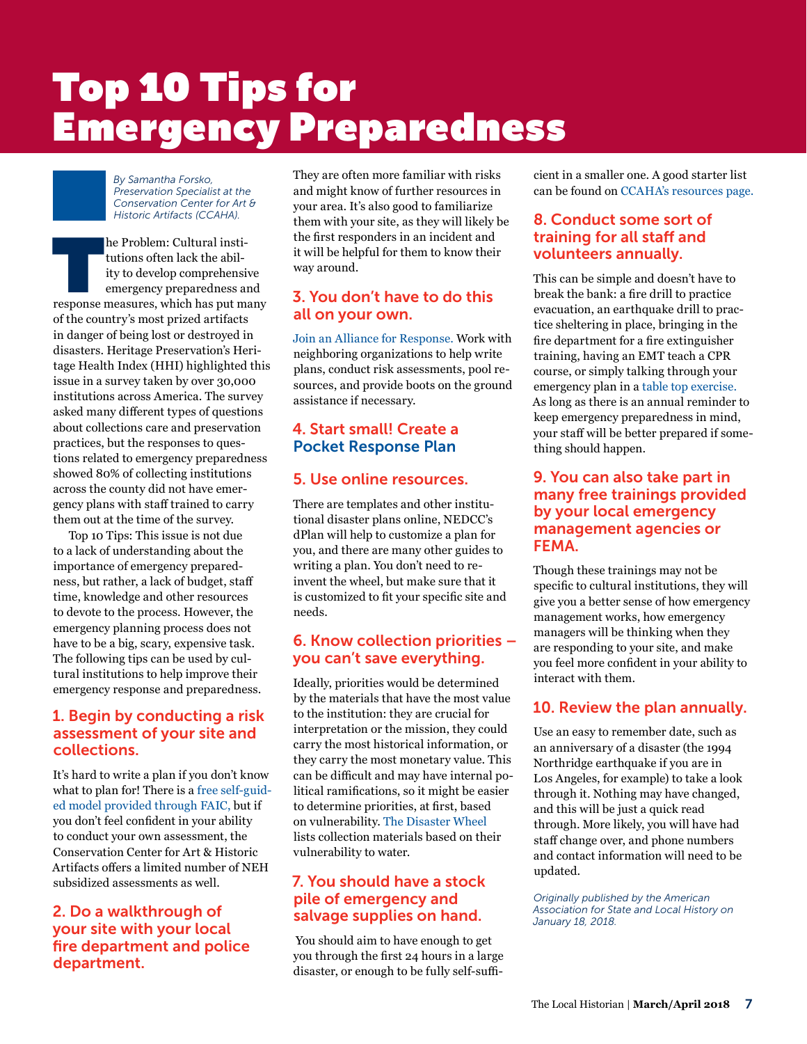# Top 10 Tips for Emergency Preparedness

*By Samantha Forsko, Preservation Specialist at the Conservation Center for Art & Historic Artifacts (CCAHA).*

The Problem: Cultural institutions often lack the ability to develop comprehensive emergency preparedness and response measures, which has put many of the country's most prized artifacts in danger of being lost or destroyed in disasters. Heritage Preservation's Heritage Health Index (HHI) highlighted this issue in a survey taken by over 30,000 institutions across America. The survey asked many different types of questions about collections care and preservation practices, but the responses to questions related to emergency preparedness showed 80% of collecting institutions across the county did not have emergency plans with staff trained to carry them out at the time of the survey.

Top 10 Tips: This issue is not due to a lack of understanding about the importance of emergency preparedness, but rather, a lack of budget, staff time, knowledge and other resources to devote to the process. However, the emergency planning process does not have to be a big, scary, expensive task. The following tips can be used by cultural institutions to help improve their emergency response and preparedness.

## 1. Begin by conducting a risk assessment of your site and collections.

It's hard to write a plan if you don't know what to plan for! There is a free self-guided model provided through FAIC, but if you don't feel confident in your ability to conduct your own assessment, the Conservation Center for Art & Historic Artifacts offers a limited number of NEH subsidized assessments as well.

## 2. Do a walkthrough of your site with your local fire department and police department.

They are often more familiar with risks and might know of further resources in your area. It's also good to familiarize them with your site, as they will likely be the first responders in an incident and it will be helpful for them to know their way around.

## 3. You don't have to do this all on your own.

Join an Alliance for Response. Work with neighboring organizations to help write plans, conduct risk assessments, pool resources, and provide boots on the ground assistance if necessary.

## 4. Start small! Create a Pocket Response Plan

## 5. Use online resources.

There are templates and other institutional disaster plans online, NEDCC's dPlan will help to customize a plan for you, and there are many other guides to writing a plan. You don't need to reinvent the wheel, but make sure that it is customized to fit your specific site and needs.

## 6. Know collection priorities – you can't save everything.

Ideally, priorities would be determined by the materials that have the most value to the institution: they are crucial for interpretation or the mission, they could carry the most historical information, or they carry the most monetary value. This can be difficult and may have internal political ramifications, so it might be easier to determine priorities, at first, based on vulnerability. The Disaster Wheel lists collection materials based on their vulnerability to water.

## 7. You should have a stock pile of emergency and salvage supplies on hand.

You should aim to have enough to get you through the first 24 hours in a large disaster, or enough to be fully self-sufficient in a smaller one. A good starter list can be found on CCAHA's resources page.

## 8. Conduct some sort of training for all staff and volunteers annually.

This can be simple and doesn't have to break the bank: a fire drill to practice evacuation, an earthquake drill to practice sheltering in place, bringing in the fire department for a fire extinguisher training, having an EMT teach a CPR course, or simply talking through your emergency plan in a table top exercise. As long as there is an annual reminder to keep emergency preparedness in mind, your staff will be better prepared if something should happen.

## 9. You can also take part in many free trainings provided by your local emergency management agencies or FEMA.

Though these trainings may not be specific to cultural institutions, they will give you a better sense of how emergency management works, how emergency managers will be thinking when they are responding to your site, and make you feel more confident in your ability to interact with them.

## 10. Review the plan annually.

Use an easy to remember date, such as an anniversary of a disaster (the 1994 Northridge earthquake if you are in Los Angeles, for example) to take a look through it. Nothing may have changed, and this will be just a quick read through. More likely, you will have had staff change over, and phone numbers and contact information will need to be updated.

*Originally published by the American Association for State and Local History on January 18, 2018.*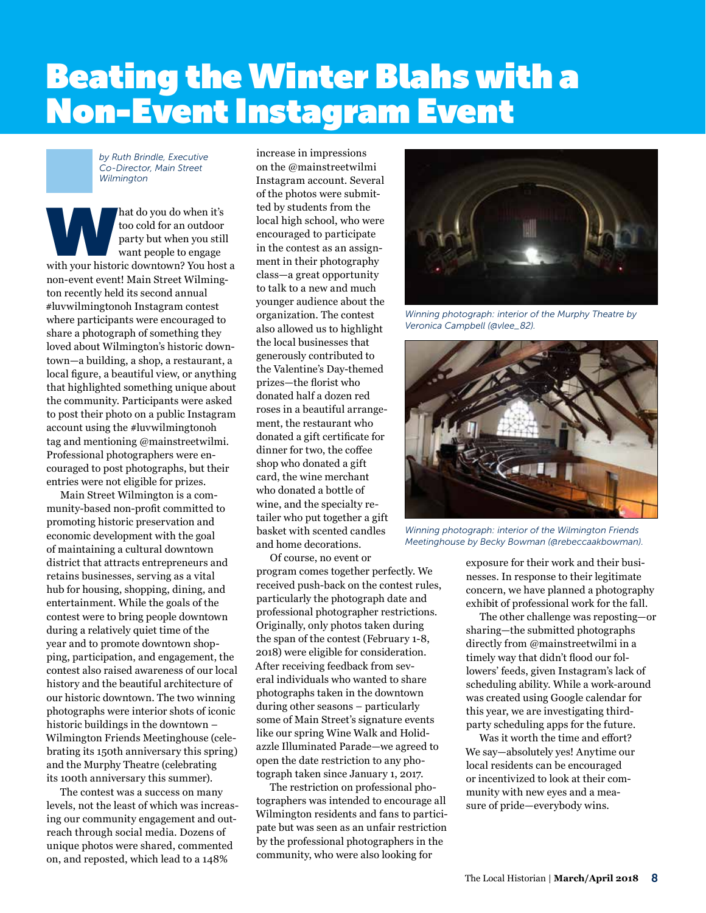# Beating the Winter Blahs with a Non-Event Instagram Event

*by Ruth Brindle, Executive Co-Director, Main Street Wilmington*

What do you do when it's too cold for an outdoor party but when you still want people to engage with your historic downtown? You host a non-event event! Main Street Wilmington recently held its second annual #luvwilmingtonoh Instagram contest where participants were encouraged to share a photograph of something they loved about Wilmington's historic downtown—a building, a shop, a restaurant, a local figure, a beautiful view, or anything that highlighted something unique about the community. Participants were asked to post their photo on a public Instagram account using the #luvwilmingtonoh tag and mentioning @mainstreetwilmi. Professional photographers were encouraged to post photographs, but their entries were not eligible for prizes.

Main Street Wilmington is a community-based non-profit committed to promoting historic preservation and economic development with the goal of maintaining a cultural downtown district that attracts entrepreneurs and retains businesses, serving as a vital hub for housing, shopping, dining, and entertainment. While the goals of the contest were to bring people downtown during a relatively quiet time of the year and to promote downtown shopping, participation, and engagement, the contest also raised awareness of our local history and the beautiful architecture of our historic downtown. The two winning photographs were interior shots of iconic historic buildings in the downtown – Wilmington Friends Meetinghouse (celebrating its 150th anniversary this spring) and the Murphy Theatre (celebrating its 100th anniversary this summer).

The contest was a success on many levels, not the least of which was increasing our community engagement and outreach through social media. Dozens of unique photos were shared, commented on, and reposted, which lead to a 148% increase in impressions on the @mainstreetwilmi Instagram account. Several of the photos were submitted by students from the local high school, who were encouraged to participate in the contest as an assignment in their photography class—a great opportunity to talk to a new and much younger audience about the organization. The contest also allowed us to highlight the local businesses that generously contributed to the Valentine's Day-themed prizes—the florist who donated half a dozen red roses in a beautiful arrangement, the restaurant who donated a gift certificate for dinner for two, the coffee shop who donated a gift card, the wine merchant who donated a bottle of wine, and the specialty retailer who put together a gift basket with scented candles and home decorations.

Of course, no event or program comes together perfectly. We received push-back on the contest rules, particularly the photograph date and professional photographer restrictions. Originally, only photos taken during the span of the contest (February 1-8, 2018) were eligible for consideration. After receiving feedback from several individuals who wanted to share photographs taken in the downtown during other seasons – particularly some of Main Street's signature events like our spring Wine Walk and Holidazzle Illuminated Parade—we agreed to open the date restriction to any photograph taken since January 1, 2017.

The restriction on professional photographers was intended to encourage all Wilmington residents and fans to participate but was seen as an unfair restriction by the professional photographers in the community, who were also looking for exposure for their work and their businesses. In response to their legitimate concern, we have planned a photography exhibit of professional work for the fall.

The other challenge was reposting—or sharing—the submitted photographs directly from @mainstreetwilmi in a timely way that didn't flood our followers' feeds, given Instagram's lack of scheduling ability. While a work-around was created using Google calendar for this year, we are investigating third-party scheduling apps for the future.

Was it worth the time and effort? We say—absolutely yes! Anytime our local residents can be encouraged or incentivized to look at their community with new eyes and a measure of pride—everybody wins.

*Winning photograph: interior of the Murphy Theatre by Veronica Campbell (@vlee_82).*

*Winning photograph: interior of the Wilmington Friends Meetinghouse by Becky Bowman (@rebeccaakbowman).*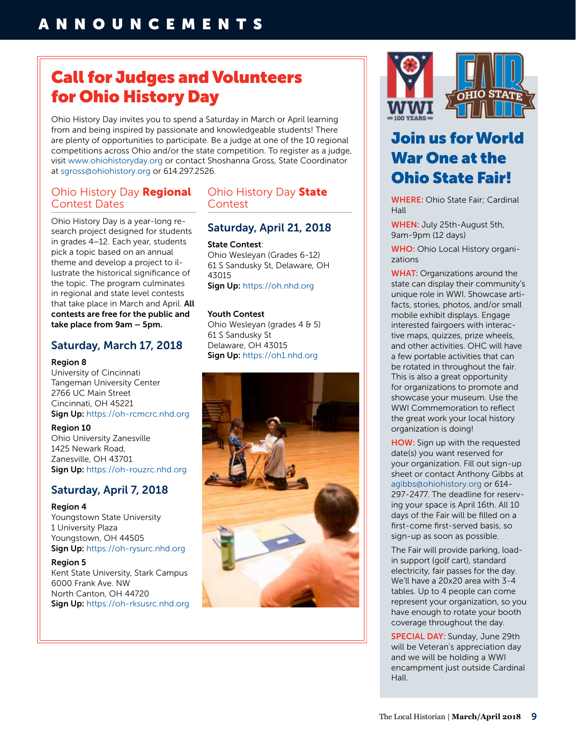# ANNOUNCEMENTS

## Call for Judges and Volunteers for Ohio History Day

Ohio History Day invites you to spend a Saturday in March or April learning from and being inspired by passionate and knowledgeable students! There are plenty of opportunities to participate. Be a judge at one of the 10 regional competitions across Ohio and/or the state competition. To register as a judge, visit www.ohiohistoryday.org or contact Shoshanna Gross, State Coordinator at sgross@ohiohistory.org or 614.297.2526.

### Ohio History Day **Regional** Contest Dates

Ohio History Day is a year-long research project designed for students in grades 4–12. Each year, students pick a topic based on an annual theme and develop a project to illustrate the historical significance of the topic. The program culminates in regional and state level contests that take place in March and April. **All contests are free for the public and take place from 9am – 5pm.**

#### Saturday, March 17, 2018

**Region 8**
University of Cincinnati
Tangeman University Center
2766 UC Main Street
Cincinnati, OH 45221
**Sign Up:** https://oh-rcmcrc.nhd.org

**Region 10**
Ohio University Zanesville
1425 Newark Road,
Zanesville, OH 43701
**Sign Up:** https://oh-rouzrc.nhd.org

#### Saturday, April 7, 2018

**Region 4**
Youngstown State University
1 University Plaza
Youngstown, OH 44505
**Sign Up:** https://oh-rysurc.nhd.org

**Region 5**
Kent State University, Stark Campus
6000 Frank Ave. NW
North Canton, OH 44720
**Sign Up:** https://oh-rksusrc.nhd.org

### Ohio History Day **State** Contest

#### Saturday, April 21, 2018

**State Contest**:
Ohio Wesleyan (Grades 6-12)
61 S Sandusky St, Delaware, OH 43015
**Sign Up:** https://oh.nhd.org

**Youth Contest**
Ohio Wesleyan (grades 4 & 5)
61 S Sandusky St
Delaware, OH 43015
**Sign Up:** https://oh1.nhd.org

## Join us for World War One at the Ohio State Fair!

**WHERE:** Ohio State Fair; Cardinal Hall

**WHEN:** July 25th-August 5th, 9am-9pm (12 days)

**WHO:** Ohio Local History organizations

**WHAT:** Organizations around the state can display their community's unique role in WWI. Showcase artifacts, stories, photos, and/or small mobile exhibit displays. Engage interested fairgoers with interactive maps, quizzes, prize wheels, and other activities. OHC will have a few portable activities that can be rotated in throughout the fair. This is also a great opportunity for organizations to promote and showcase your museum. Use the WWI Commemoration to reflect the great work your local history organization is doing!

**HOW:** Sign up with the requested date(s) you want reserved for your organization. Fill out sign-up sheet or contact Anthony Gibbs at agibbs@ohiohistory.org or 614-297-2477. The deadline for reserving your space is April 16th. All 10 days of the Fair will be filled on a first-come first-served basis, so sign-up as soon as possible.

The Fair will provide parking, load-in support (golf cart), standard electricity, fair passes for the day. We'll have a 20x20 area with 3-4 tables. Up to 4 people can come represent your organization, so you have enough to rotate your booth coverage throughout the day.

**SPECIAL DAY:** Sunday, June 29th will be Veteran's appreciation day and we will be holding a WWI encampment just outside Cardinal Hall.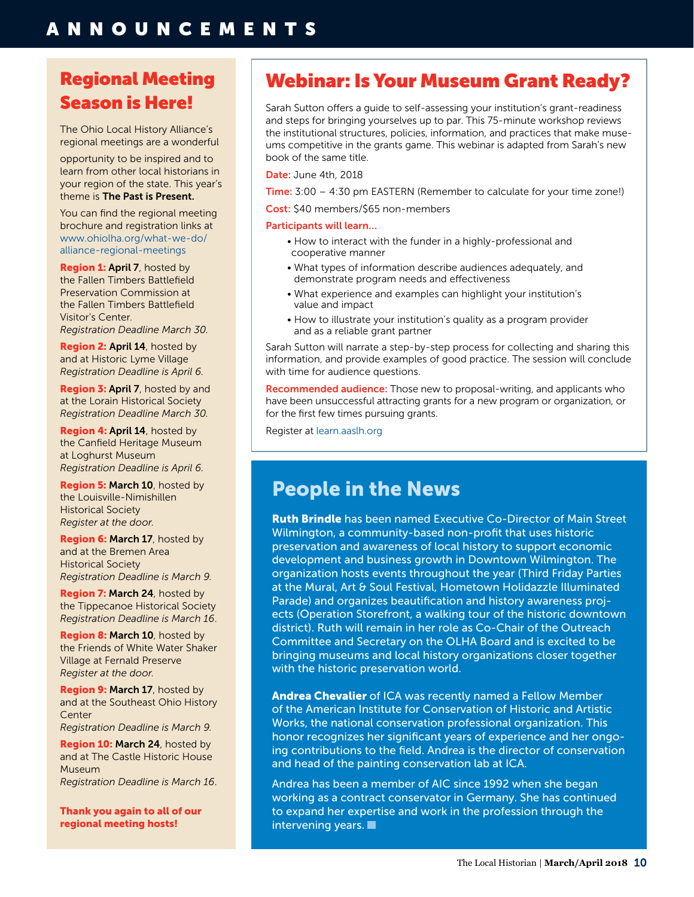# ANNOUNCEMENTS

## Regional Meeting Season is Here!

The Ohio Local History Alliance's regional meetings are a wonderful opportunity to be inspired and to learn from other local historians in your region of the state. This year's theme is **The Past is Present.**

You can find the regional meeting brochure and registration links at www.ohiolha.org/what-we-do/alliance-regional-meetings

**Region 1: April 7**, hosted by the Fallen Timbers Battlefield Preservation Commission at the Fallen Timbers Battlefield Visitor's Center.
*Registration Deadline March 30.*

**Region 2: April 14**, hosted by and at Historic Lyme Village
*Registration Deadline is April 6.*

**Region 3: April 7**, hosted by and at the Lorain Historical Society
*Registration Deadline March 30.*

**Region 4: April 14**, hosted by the Canfield Heritage Museum at Loghurst Museum
*Registration Deadline is April 6.*

**Region 5: March 10**, hosted by the Louisville-Nimishillen Historical Society
*Register at the door.*

**Region 6: March 17**, hosted by and at the Bremen Area Historical Society
*Registration Deadline is March 9.*

**Region 7: March 24**, hosted by the Tippecanoe Historical Society
*Registration Deadline is March 16.*

**Region 8: March 10**, hosted by the Friends of White Water Shaker Village at Fernald Preserve
*Register at the door.*

**Region 9: March 17**, hosted by and at the Southeast Ohio History Center
*Registration Deadline is March 9.*

**Region 10: March 24**, hosted by and at The Castle Historic House Museum
*Registration Deadline is March 16.*

**Thank you again to all of our regional meeting hosts!**

## Webinar: Is Your Museum Grant Ready?

Sarah Sutton offers a guide to self-assessing your institution's grant-readiness and steps for bringing yourselves up to par. This 75-minute workshop reviews the institutional structures, policies, information, and practices that make museums competitive in the grants game. This webinar is adapted from Sarah's new book of the same title.

**Date:** June 4th, 2018

**Time:** 3:00 – 4:30 pm EASTERN (Remember to calculate for your time zone!)

**Cost:** $40 members/$65 non-members

**Participants will learn…**

- How to interact with the funder in a highly-professional and cooperative manner
- What types of information describe audiences adequately, and demonstrate program needs and effectiveness
- What experience and examples can highlight your institution's value and impact
- How to illustrate your institution's quality as a program provider and as a reliable grant partner

Sarah Sutton will narrate a step-by-step process for collecting and sharing this information, and provide examples of good practice. The session will conclude with time for audience questions.

**Recommended audience:** Those new to proposal-writing, and applicants who have been unsuccessful attracting grants for a new program or organization, or for the first few times pursuing grants.

Register at learn.aaslh.org

## People in the News

**Ruth Brindle** has been named Executive Co-Director of Main Street Wilmington, a community-based non-profit that uses historic preservation and awareness of local history to support economic development and business growth in Downtown Wilmington. The organization hosts events throughout the year (Third Friday Parties at the Mural, Art & Soul Festival, Hometown Holidazzle Illuminated Parade) and organizes beautification and history awareness projects (Operation Storefront, a walking tour of the historic downtown district). Ruth will remain in her role as Co-Chair of the Outreach Committee and Secretary on the OLHA Board and is excited to be bringing museums and local history organizations closer together with the historic preservation world.

**Andrea Chevalier** of ICA was recently named a Fellow Member of the American Institute for Conservation of Historic and Artistic Works, the national conservation professional organization. This honor recognizes her significant years of experience and her ongoing contributions to the field. Andrea is the director of conservation and head of the painting conservation lab at ICA.

Andrea has been a member of AIC since 1992 when she began working as a contract conservator in Germany. She has continued to expand her expertise and work in the profession through the intervening years.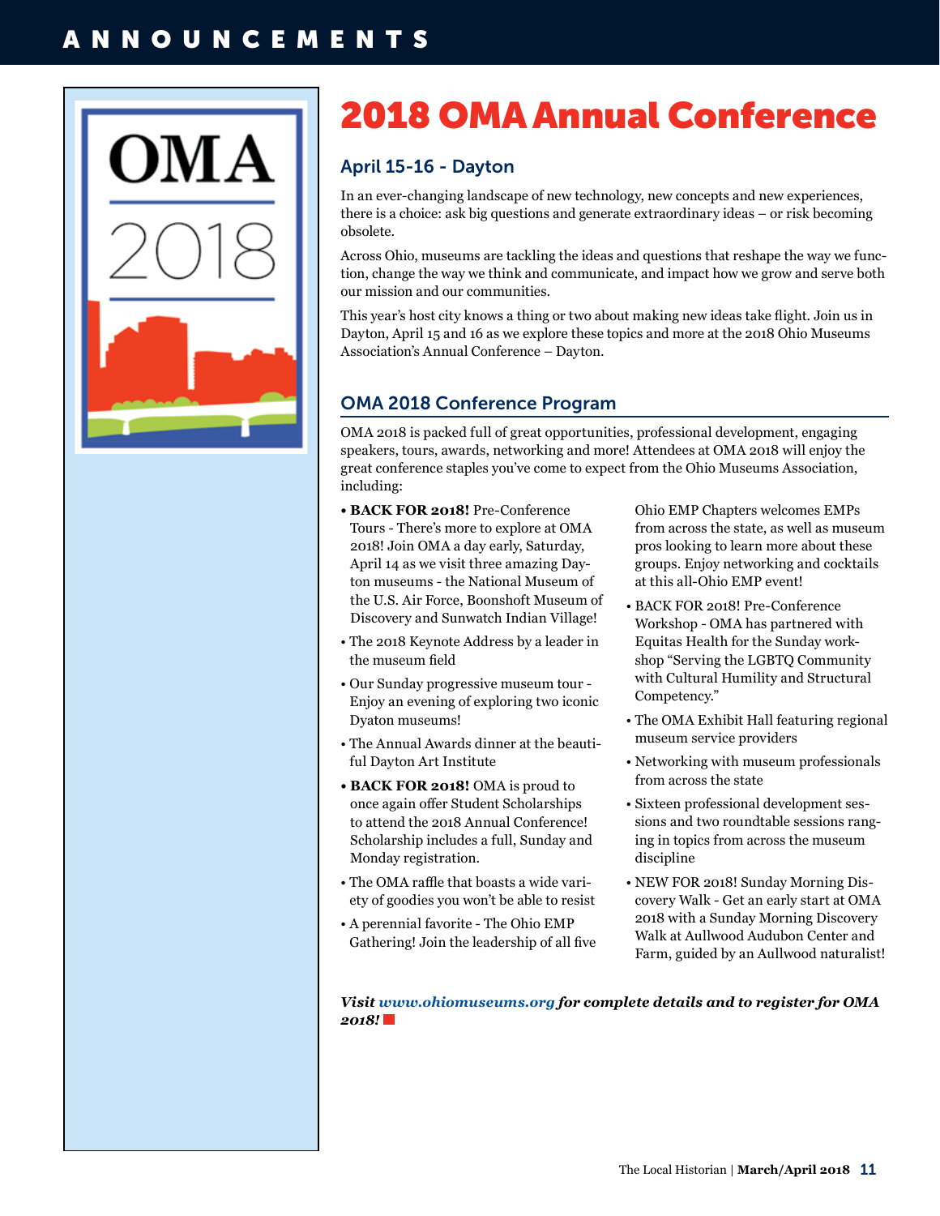# 2018 OMA Annual Conference

### April 15-16 - Dayton

In an ever-changing landscape of new technology, new concepts and new experiences, there is a choice: ask big questions and generate extraordinary ideas – or risk becoming obsolete.

Across Ohio, museums are tackling the ideas and questions that reshape the way we function, change the way we think and communicate, and impact how we grow and serve both our mission and our communities.

This year's host city knows a thing or two about making new ideas take flight. Join us in Dayton, April 15 and 16 as we explore these topics and more at the 2018 Ohio Museums Association's Annual Conference – Dayton.

## OMA 2018 Conference Program

OMA 2018 is packed full of great opportunities, professional development, engaging speakers, tours, awards, networking and more! Attendees at OMA 2018 will enjoy the great conference staples you've come to expect from the Ohio Museums Association, including:

- **BACK FOR 2018!** Pre-Conference Tours - There's more to explore at OMA 2018! Join OMA a day early, Saturday, April 14 as we visit three amazing Dayton museums - the National Museum of the U.S. Air Force, Boonshoft Museum of Discovery and Sunwatch Indian Village!
- The 2018 Keynote Address by a leader in the museum field
- Our Sunday progressive museum tour - Enjoy an evening of exploring two iconic Dyaton museums!
- The Annual Awards dinner at the beautiful Dayton Art Institute
- **BACK FOR 2018!** OMA is proud to once again offer Student Scholarships to attend the 2018 Annual Conference! Scholarship includes a full, Sunday and Monday registration.
- The OMA raffle that boasts a wide variety of goodies you won't be able to resist
- A perennial favorite - The Ohio EMP Gathering! Join the leadership of all five Ohio EMP Chapters welcomes EMPs from across the state, as well as museum pros looking to learn more about these groups. Enjoy networking and cocktails at this all-Ohio EMP event!
- BACK FOR 2018! Pre-Conference Workshop - OMA has partnered with Equitas Health for the Sunday workshop "Serving the LGBTQ Community with Cultural Humility and Structural Competency."
- The OMA Exhibit Hall featuring regional museum service providers
- Networking with museum professionals from across the state
- Sixteen professional development sessions and two roundtable sessions ranging in topics from across the museum discipline
- NEW FOR 2018! Sunday Morning Discovery Walk - Get an early start at OMA 2018 with a Sunday Morning Discovery Walk at Aullwood Audubon Center and Farm, guided by an Aullwood naturalist!

***Visit www.ohiomuseums.org for complete details and to register for OMA 2018!***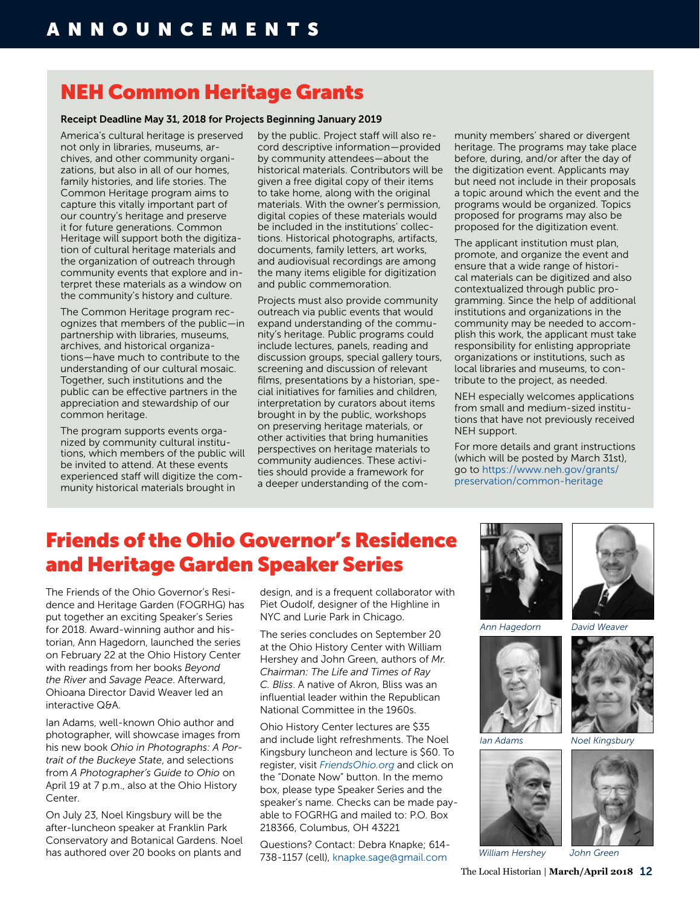# ANNOUNCEMENTS

## NEH Common Heritage Grants

**Receipt Deadline May 31, 2018 for Projects Beginning January 2019**

America's cultural heritage is preserved not only in libraries, museums, archives, and other community organizations, but also in all of our homes, family histories, and life stories. The Common Heritage program aims to capture this vitally important part of our country's heritage and preserve it for future generations. Common Heritage will support both the digitization of cultural heritage materials and the organization of outreach through community events that explore and interpret these materials as a window on the community's history and culture.

The Common Heritage program recognizes that members of the public—in partnership with libraries, museums, archives, and historical organizations—have much to contribute to the understanding of our cultural mosaic. Together, such institutions and the public can be effective partners in the appreciation and stewardship of our common heritage.

The program supports events organized by community cultural institutions, which members of the public will be invited to attend. At these events experienced staff will digitize the community historical materials brought in by the public. Project staff will also record descriptive information—provided by community attendees—about the historical materials. Contributors will be given a free digital copy of their items to take home, along with the original materials. With the owner's permission, digital copies of these materials would be included in the institutions' collections. Historical photographs, artifacts, documents, family letters, art works, and audiovisual recordings are among the many items eligible for digitization and public commemoration.

Projects must also provide community outreach via public events that would expand understanding of the community's heritage. Public programs could include lectures, panels, reading and discussion groups, special gallery tours, screening and discussion of relevant films, presentations by a historian, special initiatives for families and children, interpretation by curators about items brought in by the public, workshops on preserving heritage materials, or other activities that bring humanities perspectives on heritage materials to community audiences. These activities should provide a framework for a deeper understanding of the community members' shared or divergent heritage. The programs may take place before, during, and/or after the day of the digitization event. Applicants may but need not include in their proposals a topic around which the event and the programs would be organized. Topics proposed for programs may also be proposed for the digitization event.

The applicant institution must plan, promote, and organize the event and ensure that a wide range of historical materials can be digitized and also contextualized through public programming. Since the help of additional institutions and organizations in the community may be needed to accomplish this work, the applicant must take responsibility for enlisting appropriate organizations or institutions, such as local libraries and museums, to contribute to the project, as needed.

NEH especially welcomes applications from small and medium-sized institutions that have not previously received NEH support.

For more details and grant instructions (which will be posted by March 31st), go to https://www.neh.gov/grants/preservation/common-heritage

## Friends of the Ohio Governor's Residence and Heritage Garden Speaker Series

The Friends of the Ohio Governor's Residence and Heritage Garden (FOGRHG) has put together an exciting Speaker's Series for 2018. Award-winning author and historian, Ann Hagedorn, launched the series on February 22 at the Ohio History Center with readings from her books *Beyond the River* and *Savage Peace*. Afterward, Ohioana Director David Weaver led an interactive Q&A.

Ian Adams, well-known Ohio author and photographer, will showcase images from his new book *Ohio in Photographs: A Portrait of the Buckeye State*, and selections from *A Photographer's Guide to Ohio* on April 19 at 7 p.m., also at the Ohio History Center.

On July 23, Noel Kingsbury will be the after-luncheon speaker at Franklin Park Conservatory and Botanical Gardens. Noel has authored over 20 books on plants and design, and is a frequent collaborator with Piet Oudolf, designer of the Highline in NYC and Lurie Park in Chicago.

The series concludes on September 20 at the Ohio History Center with William Hershey and John Green, authors of *Mr. Chairman: The Life and Times of Ray C. Bliss*. A native of Akron, Bliss was an influential leader within the Republican National Committee in the 1960s.

Ohio History Center lectures are $35 and include light refreshments. The Noel Kingsbury luncheon and lecture is $60. To register, visit *FriendsOhio.org* and click on the "Donate Now" button. In the memo box, please type Speaker Series and the speaker's name. Checks can be made payable to FOGRHG and mailed to: P.O. Box 218366, Columbus, OH 43221

Questions? Contact: Debra Knapke; 614-738-1157 (cell), knapke.sage@gmail.com

*Ann Hagedorn*

*David Weaver*

*Ian Adams*

*Noel Kingsbury*

*William Hershey*

*John Green*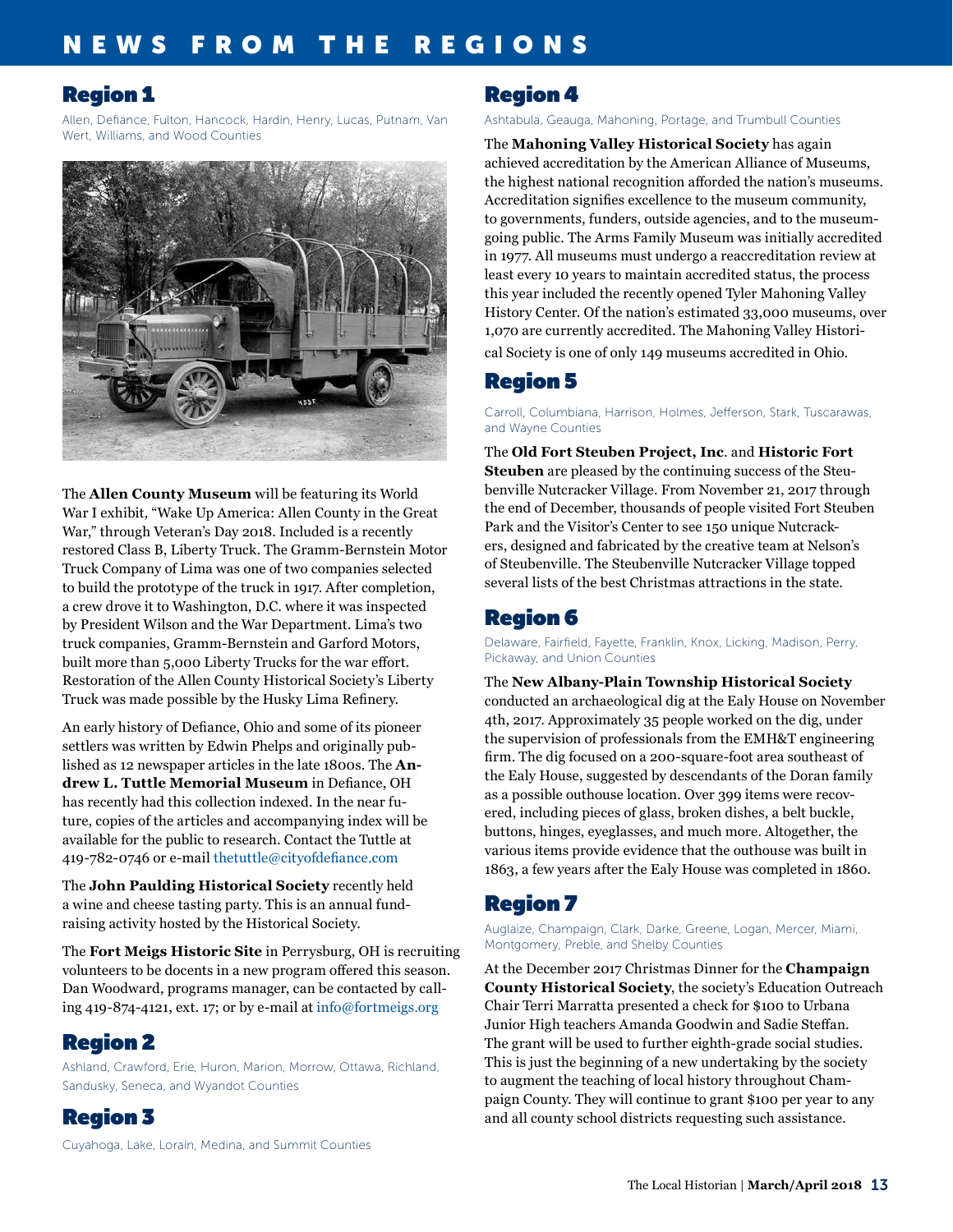# NEWS FROM THE REGIONS

## Region 1

Allen, Defiance, Fulton, Hancock, Hardin, Henry, Lucas, Putnam, Van Wert, Williams, and Wood Counties

The **Allen County Museum** will be featuring its World War I exhibit, "Wake Up America: Allen County in the Great War," through Veteran's Day 2018. Included is a recently restored Class B, Liberty Truck. The Gramm-Bernstein Motor Truck Company of Lima was one of two companies selected to build the prototype of the truck in 1917. After completion, a crew drove it to Washington, D.C. where it was inspected by President Wilson and the War Department. Lima's two truck companies, Gramm-Bernstein and Garford Motors, built more than 5,000 Liberty Trucks for the war effort. Restoration of the Allen County Historical Society's Liberty Truck was made possible by the Husky Lima Refinery.

An early history of Defiance, Ohio and some of its pioneer settlers was written by Edwin Phelps and originally published as 12 newspaper articles in the late 1800s. The **Andrew L. Tuttle Memorial Museum** in Defiance, OH has recently had this collection indexed. In the near future, copies of the articles and accompanying index will be available for the public to research. Contact the Tuttle at 419-782-0746 or e-mail thetuttle@cityofdefiance.com

The **John Paulding Historical Society** recently held a wine and cheese tasting party. This is an annual fundraising activity hosted by the Historical Society.

The **Fort Meigs Historic Site** in Perrysburg, OH is recruiting volunteers to be docents in a new program offered this season. Dan Woodward, programs manager, can be contacted by calling 419-874-4121, ext. 17; or by e-mail at info@fortmeigs.org

## Region 2

Ashland, Crawford, Erie, Huron, Marion, Morrow, Ottawa, Richland, Sandusky, Seneca, and Wyandot Counties

## Region 3

Cuyahoga, Lake, Lorain, Medina, and Summit Counties

## Region 4

Ashtabula, Geauga, Mahoning, Portage, and Trumbull Counties

The **Mahoning Valley Historical Society** has again achieved accreditation by the American Alliance of Museums, the highest national recognition afforded the nation's museums. Accreditation signifies excellence to the museum community, to governments, funders, outside agencies, and to the museum-going public. The Arms Family Museum was initially accredited in 1977. All museums must undergo a reaccreditation review at least every 10 years to maintain accredited status, the process this year included the recently opened Tyler Mahoning Valley History Center. Of the nation's estimated 33,000 museums, over 1,070 are currently accredited. The Mahoning Valley Historical Society is one of only 149 museums accredited in Ohio.

## Region 5

Carroll, Columbiana, Harrison, Holmes, Jefferson, Stark, Tuscarawas, and Wayne Counties

The **Old Fort Steuben Project, Inc**. and **Historic Fort Steuben** are pleased by the continuing success of the Steubenville Nutcracker Village. From November 21, 2017 through the end of December, thousands of people visited Fort Steuben Park and the Visitor's Center to see 150 unique Nutcrackers, designed and fabricated by the creative team at Nelson's of Steubenville. The Steubenville Nutcracker Village topped several lists of the best Christmas attractions in the state.

## Region 6

Delaware, Fairfield, Fayette, Franklin, Knox, Licking, Madison, Perry, Pickaway, and Union Counties

The **New Albany-Plain Township Historical Society** conducted an archaeological dig at the Ealy House on November 4th, 2017. Approximately 35 people worked on the dig, under the supervision of professionals from the EMH&T engineering firm. The dig focused on a 200-square-foot area southeast of the Ealy House, suggested by descendants of the Doran family as a possible outhouse location. Over 399 items were recovered, including pieces of glass, broken dishes, a belt buckle, buttons, hinges, eyeglasses, and much more. Altogether, the various items provide evidence that the outhouse was built in 1863, a few years after the Ealy House was completed in 1860.

## Region 7

Auglaize, Champaign, Clark, Darke, Greene, Logan, Mercer, Miami, Montgomery, Preble, and Shelby Counties

At the December 2017 Christmas Dinner for the **Champaign County Historical Society**, the society's Education Outreach Chair Terri Marratta presented a check for $100 to Urbana Junior High teachers Amanda Goodwin and Sadie Steffan. The grant will be used to further eighth-grade social studies. This is just the beginning of a new undertaking by the society to augment the teaching of local history throughout Champaign County. They will continue to grant $100 per year to any and all county school districts requesting such assistance.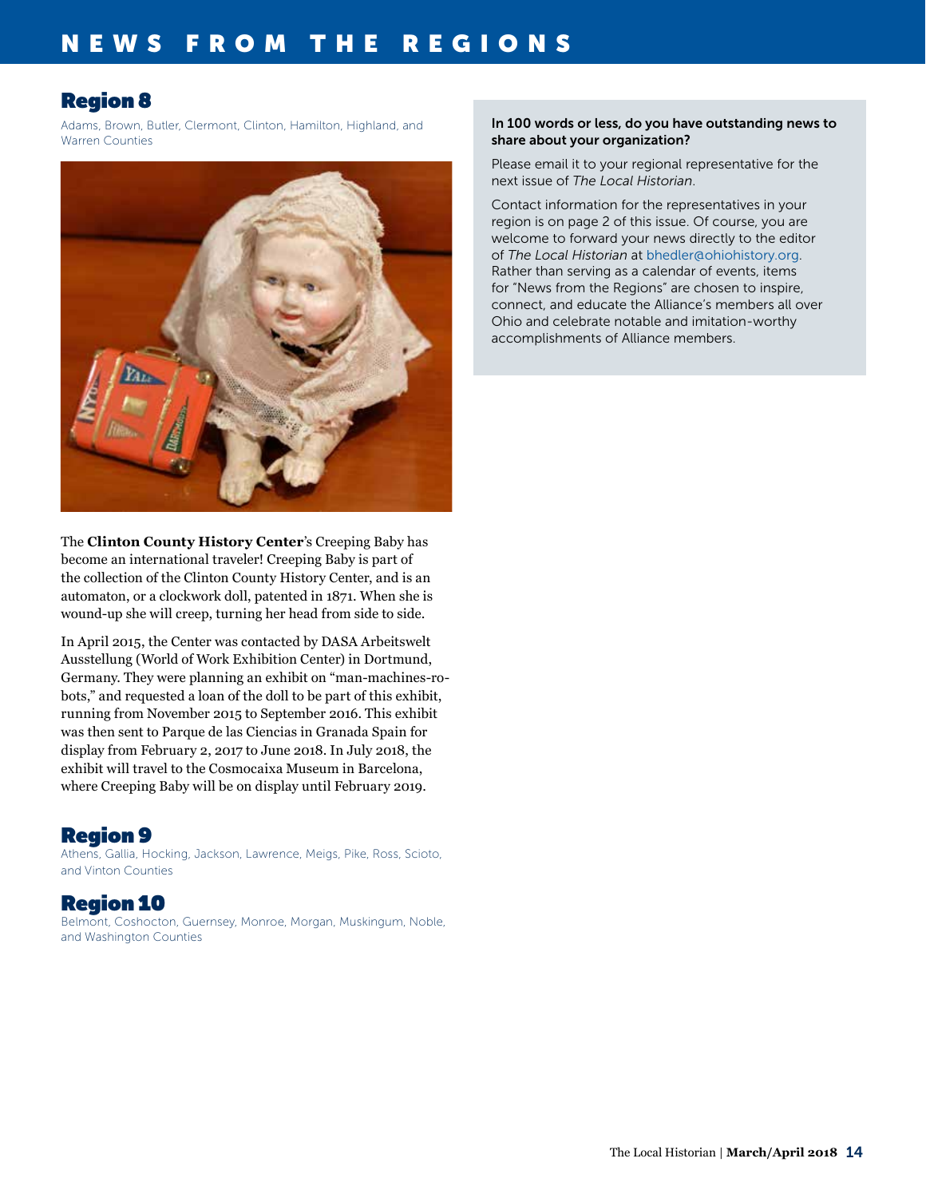## Region 8

Adams, Brown, Butler, Clermont, Clinton, Hamilton, Highland, and Warren Counties

The **Clinton County History Center**'s Creeping Baby has become an international traveler! Creeping Baby is part of the collection of the Clinton County History Center, and is an automaton, or a clockwork doll, patented in 1871. When she is wound-up she will creep, turning her head from side to side.

In April 2015, the Center was contacted by DASA Arbeitswelt Ausstellung (World of Work Exhibition Center) in Dortmund, Germany. They were planning an exhibit on "man-machines-robots," and requested a loan of the doll to be part of this exhibit, running from November 2015 to September 2016. This exhibit was then sent to Parque de las Ciencias in Granada Spain for display from February 2, 2017 to June 2018. In July 2018, the exhibit will travel to the Cosmocaixa Museum in Barcelona, where Creeping Baby will be on display until February 2019.

## Region 9

Athens, Gallia, Hocking, Jackson, Lawrence, Meigs, Pike, Ross, Scioto, and Vinton Counties

## Region 10

Belmont, Coshocton, Guernsey, Monroe, Morgan, Muskingum, Noble, and Washington Counties

**In 100 words or less, do you have outstanding news to share about your organization?**

Please email it to your regional representative for the next issue of *The Local Historian*.

Contact information for the representatives in your region is on page 2 of this issue. Of course, you are welcome to forward your news directly to the editor of *The Local Historian* at bhedler@ohiohistory.org. Rather than serving as a calendar of events, items for "News from the Regions" are chosen to inspire, connect, and educate the Alliance's members all over Ohio and celebrate notable and imitation-worthy accomplishments of Alliance members.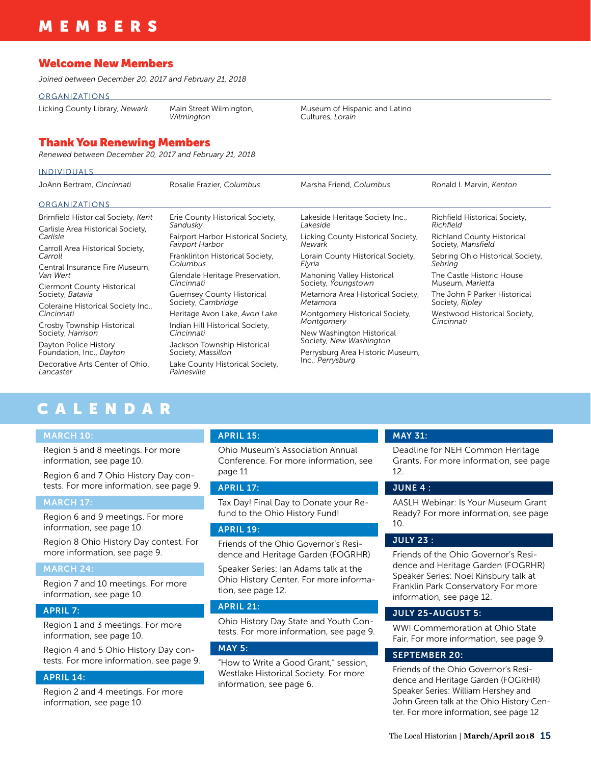# MEMBERS

## Welcome New Members

*Joined between December 20, 2017 and February 21, 2018*

### ORGANIZATIONS

- Licking County Library, *Newark*
- Main Street Wilmington, *Wilmington*
- Museum of Hispanic and Latino Cultures, *Lorain*

## Thank You Renewing Members

*Renewed between December 20, 2017 and February 21, 2018*

### INDIVIDUALS

- JoAnn Bertram, *Cincinnati*
- Rosalie Frazier, *Columbus*
- Marsha Friend, *Columbus*
- Ronald I. Marvin, *Kenton*

### ORGANIZATIONS

- Brimfield Historical Society, *Kent*
- Carlisle Area Historical Society, *Carlisle*
- Carroll Area Historical Society, *Carroll*
- Central Insurance Fire Museum, *Van Wert*
- Clermont County Historical Society, *Batavia*
- Coleraine Historical Society Inc., *Cincinnati*
- Crosby Township Historical Society, *Harrison*
- Dayton Police History Foundation, Inc., *Dayton*
- Decorative Arts Center of Ohio, *Lancaster*
- Erie County Historical Society, *Sandusky*
- Fairport Harbor Historical Society, *Fairport Harbor*
- Franklinton Historical Society, *Columbus*
- Glendale Heritage Preservation, *Cincinnati*
- Guernsey County Historical Society, *Cambridge*
- Heritage Avon Lake, *Avon Lake*
- Indian Hill Historical Society, *Cincinnati*
- Jackson Township Historical Society, *Massillon*
- Lake County Historical Society, *Painesville*
- Lakeside Heritage Society Inc., *Lakeside*
- Licking County Historical Society, *Newark*
- Lorain County Historical Society, *Elyria*
- Mahoning Valley Historical Society, *Youngstown*
- Metamora Area Historical Society, *Metamora*
- Montgomery Historical Society, *Montgomery*
- New Washington Historical Society, *New Washington*
- Perrysburg Area Historic Museum, Inc., *Perrysburg*
- Richfield Historical Society, *Richfield*
- Richland County Historical Society, *Mansfield*
- Sebring Ohio Historical Society, *Sebring*
- The Castle Historic House Museum, *Marietta*
- The John P Parker Historical Society, *Ripley*
- Westwood Historical Society, *Cincinnati*

# CALENDAR

**MARCH 10:**

Region 5 and 8 meetings. For more information, see page 10.

Region 6 and 7 Ohio History Day contests. For more information, see page 9.

**MARCH 17:**

Region 6 and 9 meetings. For more information, see page 10.

Region 8 Ohio History Day contest. For more information, see page 9.

**MARCH 24:**

Region 7 and 10 meetings. For more information, see page 10.

**APRIL 7:**

Region 1 and 3 meetings. For more information, see page 10.

Region 4 and 5 Ohio History Day contests. For more information, see page 9.

**APRIL 14:**

Region 2 and 4 meetings. For more information, see page 10.

**APRIL 15:**

Ohio Museum's Association Annual Conference. For more information, see page 11

**APRIL 17:**

Tax Day! Final Day to Donate your Refund to the Ohio History Fund!

**APRIL 19:**

Friends of the Ohio Governor's Residence and Heritage Garden (FOGRHR)

Speaker Series: Ian Adams talk at the Ohio History Center. For more information, see page 12.

**APRIL 21:**

Ohio History Day State and Youth Contests. For more information, see page 9.

**MAY 5:**

"How to Write a Good Grant," session, Westlake Historical Society. For more information, see page 6.

**MAY 31:**

Deadline for NEH Common Heritage Grants. For more information, see page 12.

**JUNE 4 :**

AASLH Webinar: Is Your Museum Grant Ready? For more information, see page 10.

**JULY 23 :**

Friends of the Ohio Governor's Residence and Heritage Garden (FOGRHR) Speaker Series: Noel Kinsbury talk at Franklin Park Conservatory For more information, see page 12.

**JULY 25-AUGUST 5:**

WWI Commemoration at Ohio State Fair. For more information, see page 9.

**SEPTEMBER 20:**

Friends of the Ohio Governor's Residence and Heritage Garden (FOGRHR) Speaker Series: William Hershey and John Green talk at the Ohio History Center. For more information, see page 12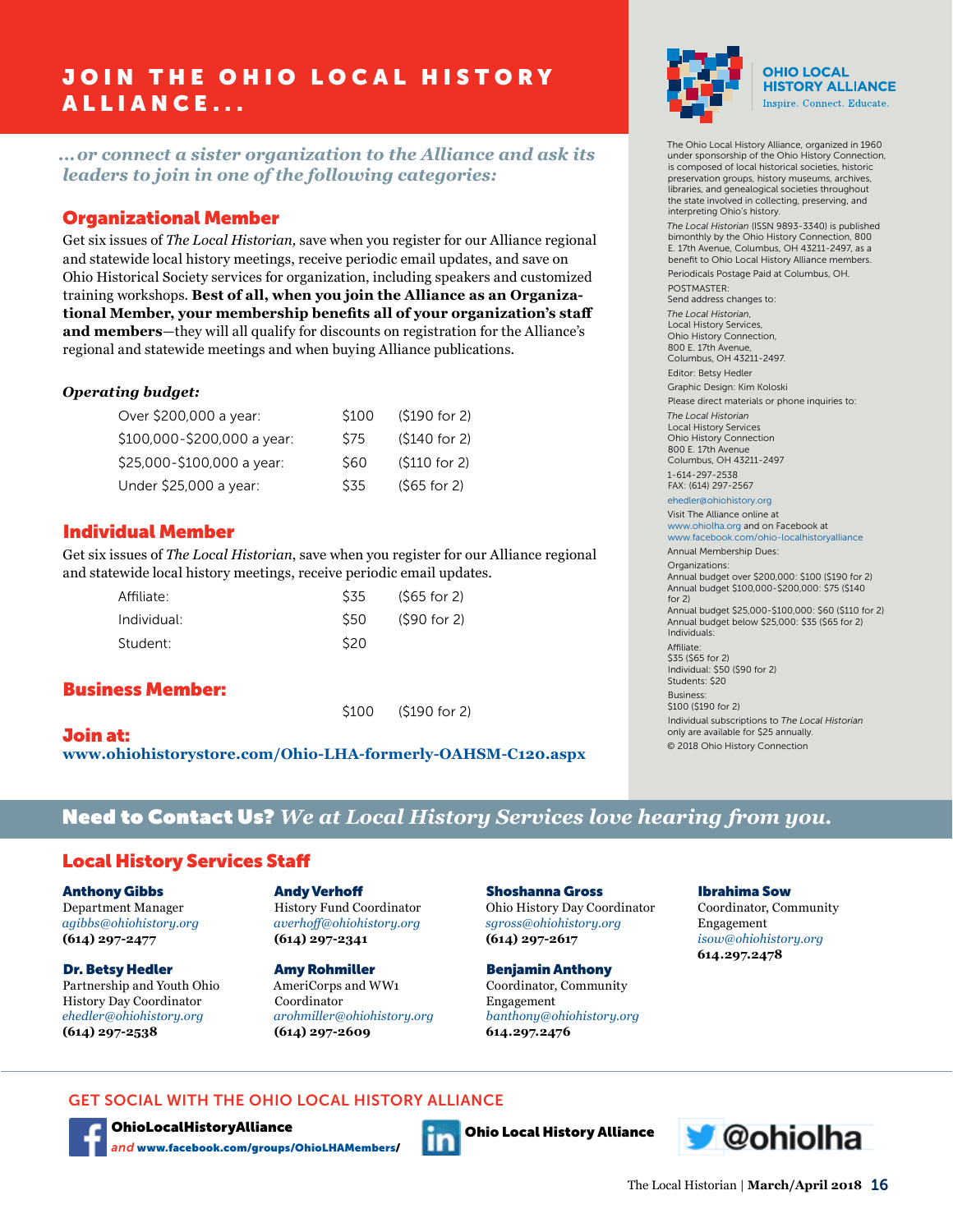# JOIN THE OHIO LOCAL HISTORY ALLIANCE...

*...or connect a sister organization to the Alliance and ask its leaders to join in one of the following categories:*

## Organizational Member

Get six issues of *The Local Historian,* save when you register for our Alliance regional and statewide local history meetings, receive periodic email updates, and save on Ohio Historical Society services for organization, including speakers and customized training workshops. **Best of all, when you join the Alliance as an Organizational Member, your membership benefits all of your organization's staff and members**—they will all qualify for discounts on registration for the Alliance's regional and statewide meetings and when buying Alliance publications.

***Operating budget:***

| | | |
|---|---|---|
| Over $200,000 a year: | $100 | ($190 for 2) |
| $100,000-$200,000 a year: | $75 | ($140 for 2) |
| $25,000-$100,000 a year: | $60 | ($110 for 2) |
| Under $25,000 a year: | $35 | ($65 for 2) |

## Individual Member

Get six issues of *The Local Historian*, save when you register for our Alliance regional and statewide local history meetings, receive periodic email updates.

| | | |
|---|---|---|
| Affiliate: | $35 | ($65 for 2) |
| Individual: | $50 | ($90 for 2) |
| Student: | $20 | |

## Business Member:

$100 ($190 for 2)

## Join at:

**www.ohiohistorystore.com/Ohio-LHA-formerly-OAHSM-C120.aspx**

---

**OHIO LOCAL HISTORY ALLIANCE**
Inspire. Connect. Educate.

The Ohio Local History Alliance, organized in 1960 under sponsorship of the Ohio History Connection, is composed of local historical societies, historic preservation groups, history museums, archives, libraries, and genealogical societies throughout the state involved in collecting, preserving, and interpreting Ohio's history.

*The Local Historian* (ISSN 9893-3340) is published bimonthly by the Ohio History Connection, 800 E. 17th Avenue, Columbus, OH 43211-2497, as a benefit to Ohio Local History Alliance members.

Periodicals Postage Paid at Columbus, OH.

POSTMASTER:
Send address changes to:

*The Local Historian*,
Local History Services,
Ohio History Connection,
800 E. 17th Avenue,
Columbus, OH 43211-2497.

Editor: Betsy Hedler

Graphic Design: Kim Koloski

Please direct materials or phone inquiries to:

*The Local Historian*
Local History Services
Ohio History Connection
800 E. 17th Avenue
Columbus, OH 43211-2497

1-614-297-2538
FAX: (614) 297-2567

ehedler@ohiohistory.org

Visit The Alliance online at www.ohiolha.org and on Facebook at www.facebook.com/ohio-localhistoryalliance

Annual Membership Dues:

Organizations:
Annual budget over $200,000: $100 ($190 for 2)
Annual budget $100,000-$200,000: $75 ($140 for 2)
Annual budget $25,000-$100,000: $60 ($110 for 2)
Annual budget below $25,000: $35 ($65 for 2)
Individuals:

Affiliate:
$35 ($65 for 2)
Individual: $50 ($90 for 2)
Students: $20

Business:
$100 ($190 for 2)

Individual subscriptions to *The Local Historian* only are available for $25 annually.

© 2018 Ohio History Connection

---

## Need to Contact Us? *We at Local History Services love hearing from you.*

### Local History Services Staff

**Anthony Gibbs**
Department Manager
*agibbs@ohiohistory.org*
**(614) 297-2477**

**Dr. Betsy Hedler**
Partnership and Youth Ohio History Day Coordinator
*ehedler@ohiohistory.org*
**(614) 297-2538**

**Andy Verhoff**
History Fund Coordinator
*averhoff@ohiohistory.org*
**(614) 297-2341**

**Amy Rohmiller**
AmeriCorps and WW1 Coordinator
*arohmiller@ohiohistory.org*
**(614) 297-2609**

**Shoshanna Gross**
Ohio History Day Coordinator
*sgross@ohiohistory.org*
**(614) 297-2617**

**Benjamin Anthony**
Coordinator, Community Engagement
*banthony@ohiohistory.org*
**614.297.2476**

**Ibrahima Sow**
Coordinator, Community Engagement
*isow@ohiohistory.org*
**614.297.2478**

---

GET SOCIAL WITH THE OHIO LOCAL HISTORY ALLIANCE

**OhioLocalHistoryAlliance**
*and* **www.facebook.com/groups/OhioLHAMembers/**

**Ohio Local History Alliance**

**@ohiolha**